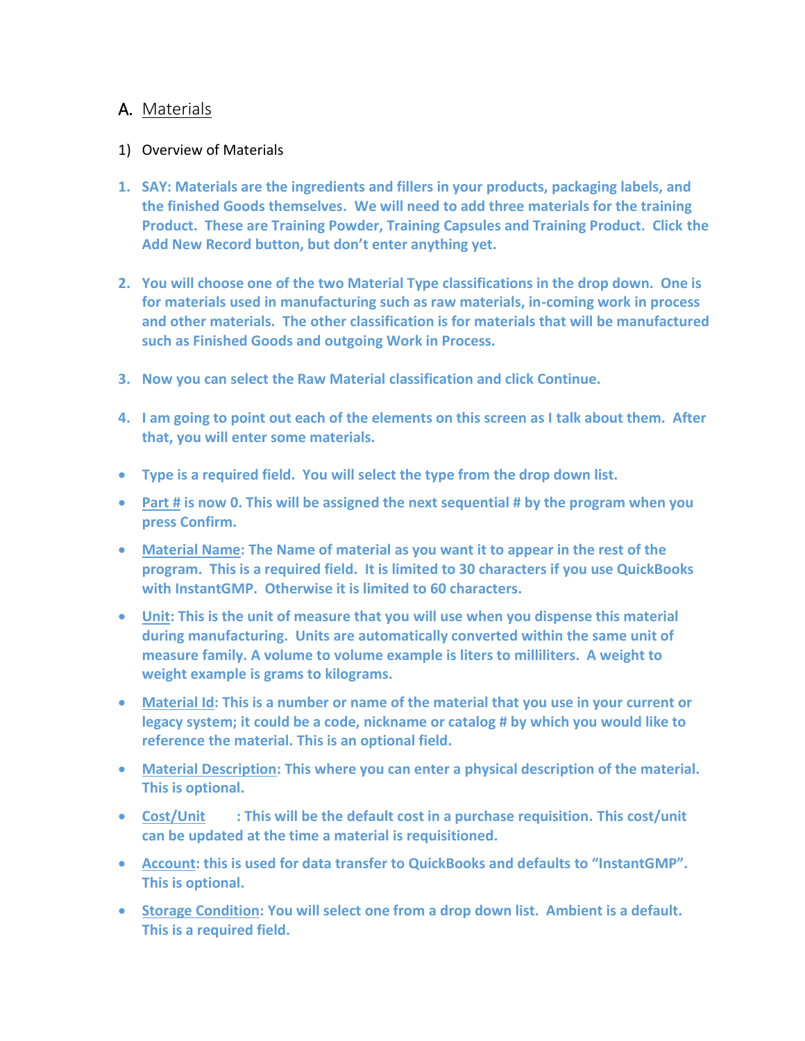## A. <u>Materials</u>

1) Overview of Materials

1. **SAY: Materials are the ingredients and fillers in your products, packaging labels, and the finished Goods themselves. We will need to add three materials for the training Product. These are Training Powder, Training Capsules and Training Product. Click the Add New Record button, but don't enter anything yet.**

2. **You will choose one of the two Material Type classifications in the drop down. One is for materials used in manufacturing such as raw materials, in-coming work in process and other materials. The other classification is for materials that will be manufactured such as Finished Goods and outgoing Work in Process.**

3. **Now you can select the Raw Material classification and click Continue.**

4. **I am going to point out each of the elements on this screen as I talk about them. After that, you will enter some materials.**

- **Type is a required field. You will select the type from the drop down list.**
- **<u>Part #</u> is now 0. This will be assigned the next sequential # by the program when you press Confirm.**
- **<u>Material Name</u>: The Name of material as you want it to appear in the rest of the program. This is a required field. It is limited to 30 characters if you use QuickBooks with InstantGMP. Otherwise it is limited to 60 characters.**
- **<u>Unit</u>: This is the unit of measure that you will use when you dispense this material during manufacturing. Units are automatically converted within the same unit of measure family. A volume to volume example is liters to milliliters. A weight to weight example is grams to kilograms.**
- **<u>Material Id</u>: This is a number or name of the material that you use in your current or legacy system; it could be a code, nickname or catalog # by which you would like to reference the material. This is an optional field.**
- **<u>Material Description</u>: This where you can enter a physical description of the material. This is optional.**
- **<u>Cost/Unit</u> : This will be the default cost in a purchase requisition. This cost/unit can be updated at the time a material is requisitioned.**
- **<u>Account</u>: this is used for data transfer to QuickBooks and defaults to "InstantGMP". This is optional.**
- **<u>Storage Condition</u>: You will select one from a drop down list. Ambient is a default. This is a required field.**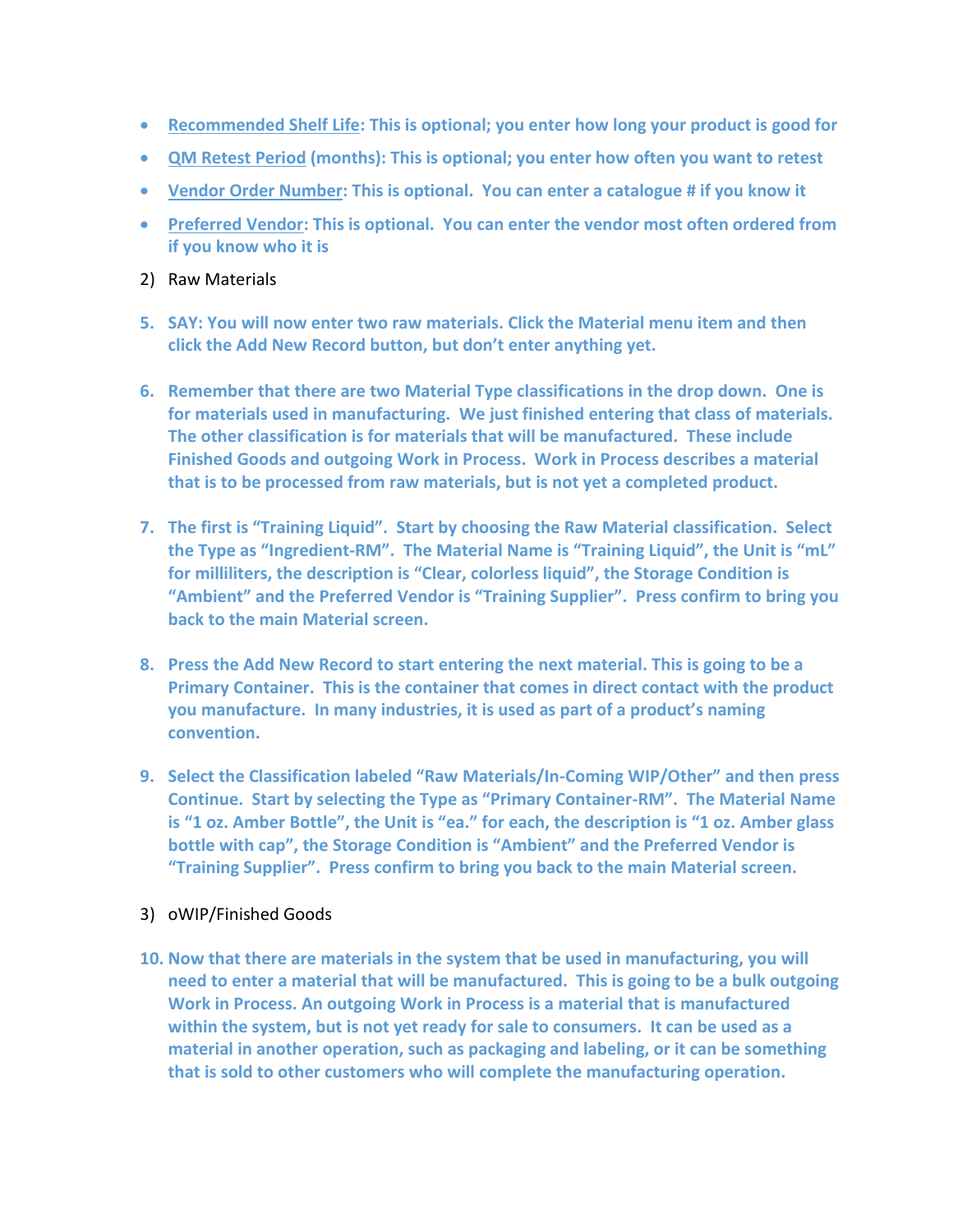- **<u>Recommended Shelf Life</u>: This is optional; you enter how long your product is good for**
- **<u>QM Retest Period</u> (months): This is optional; you enter how often you want to retest**
- **<u>Vendor Order Number</u>: This is optional. You can enter a catalogue # if you know it**
- **<u>Preferred Vendor</u>: This is optional. You can enter the vendor most often ordered from if you know who it is**

2) Raw Materials

5. **SAY: You will now enter two raw materials. Click the Material menu item and then click the Add New Record button, but don't enter anything yet.**

6. **Remember that there are two Material Type classifications in the drop down. One is for materials used in manufacturing. We just finished entering that class of materials. The other classification is for materials that will be manufactured. These include Finished Goods and outgoing Work in Process. Work in Process describes a material that is to be processed from raw materials, but is not yet a completed product.**

7. **The first is "Training Liquid". Start by choosing the Raw Material classification. Select the Type as "Ingredient-RM". The Material Name is "Training Liquid", the Unit is "mL" for milliliters, the description is "Clear, colorless liquid", the Storage Condition is "Ambient" and the Preferred Vendor is "Training Supplier". Press confirm to bring you back to the main Material screen.**

8. **Press the Add New Record to start entering the next material. This is going to be a Primary Container. This is the container that comes in direct contact with the product you manufacture. In many industries, it is used as part of a product's naming convention.**

9. **Select the Classification labeled "Raw Materials/In-Coming WIP/Other" and then press Continue. Start by selecting the Type as "Primary Container-RM". The Material Name is "1 oz. Amber Bottle", the Unit is "ea." for each, the description is "1 oz. Amber glass bottle with cap", the Storage Condition is "Ambient" and the Preferred Vendor is "Training Supplier". Press confirm to bring you back to the main Material screen.**

3) oWIP/Finished Goods

10. **Now that there are materials in the system that be used in manufacturing, you will need to enter a material that will be manufactured. This is going to be a bulk outgoing Work in Process. An outgoing Work in Process is a material that is manufactured within the system, but is not yet ready for sale to consumers. It can be used as a material in another operation, such as packaging and labeling, or it can be something that is sold to other customers who will complete the manufacturing operation.**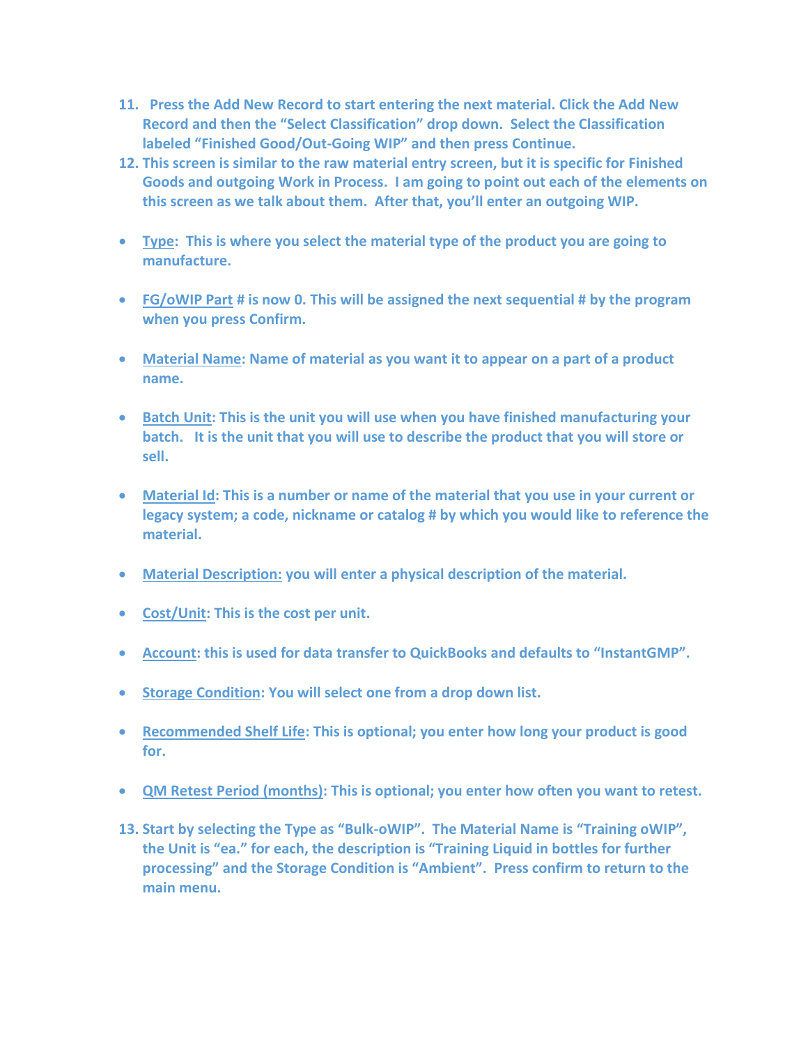11. **Press the Add New Record to start entering the next material. Click the Add New Record and then the "Select Classification" drop down. Select the Classification labeled "Finished Good/Out-Going WIP" and then press Continue.**
12. **This screen is similar to the raw material entry screen, but it is specific for Finished Goods and outgoing Work in Process. I am going to point out each of the elements on this screen as we talk about them. After that, you'll enter an outgoing WIP.**

- **Type: This is where you select the material type of the product you are going to manufacture.**

- **FG/oWIP Part # is now 0. This will be assigned the next sequential # by the program when you press Confirm.**

- **Material Name: Name of material as you want it to appear on a part of a product name.**

- **Batch Unit: This is the unit you will use when you have finished manufacturing your batch. It is the unit that you will use to describe the product that you will store or sell.**

- **Material Id: This is a number or name of the material that you use in your current or legacy system; a code, nickname or catalog # by which you would like to reference the material.**

- **Material Description: you will enter a physical description of the material.**

- **Cost/Unit: This is the cost per unit.**

- **Account: this is used for data transfer to QuickBooks and defaults to "InstantGMP".**

- **Storage Condition: You will select one from a drop down list.**

- **Recommended Shelf Life: This is optional; you enter how long your product is good for.**

- **QM Retest Period (months): This is optional; you enter how often you want to retest.**

13. **Start by selecting the Type as "Bulk-oWIP". The Material Name is "Training oWIP", the Unit is "ea." for each, the description is "Training Liquid in bottles for further processing" and the Storage Condition is "Ambient". Press confirm to return to the main menu.**